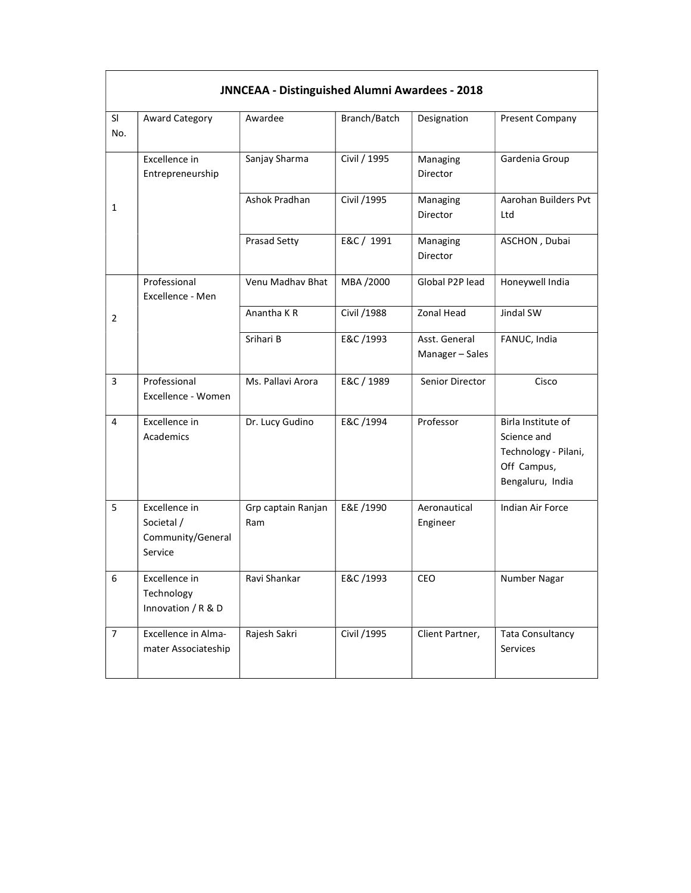## JNNCEAA - Distinguished Alumni Awardees - 2018

| Sl No. | Award Category | Awardee | Branch/Batch | Designation | Present Company |
|---|---|---|---|---|---|
| 1 | Excellence in Entrepreneurship | Sanjay Sharma | Civil / 1995 | Managing Director | Gardenia Group |
| | | Ashok Pradhan | Civil /1995 | Managing Director | Aarohan Builders Pvt Ltd |
| | | Prasad Setty | E&C / 1991 | Managing Director | ASCHON , Dubai |
| 2 | Professional Excellence - Men | Venu Madhav Bhat | MBA /2000 | Global P2P lead | Honeywell India |
| | | Anantha K R | Civil /1988 | Zonal Head | Jindal SW |
| | | Srihari B | E&C /1993 | Asst. General Manager – Sales | FANUC, India |
| 3 | Professional Excellence - Women | Ms. Pallavi Arora | E&C / 1989 | Senior Director | Cisco |
| 4 | Excellence in Academics | Dr. Lucy Gudino | E&C /1994 | Professor | Birla Institute of Science and Technology - Pilani, Off Campus, Bengaluru, India |
| 5 | Excellence in Societal / Community/General Service | Grp captain Ranjan Ram | E&E /1990 | Aeronautical Engineer | Indian Air Force |
| 6 | Excellence in Technology Innovation / R & D | Ravi Shankar | E&C /1993 | CEO | Number Nagar |
| 7 | Excellence in Alma-mater Associateship | Rajesh Sakri | Civil /1995 | Client Partner, | Tata Consultancy Services |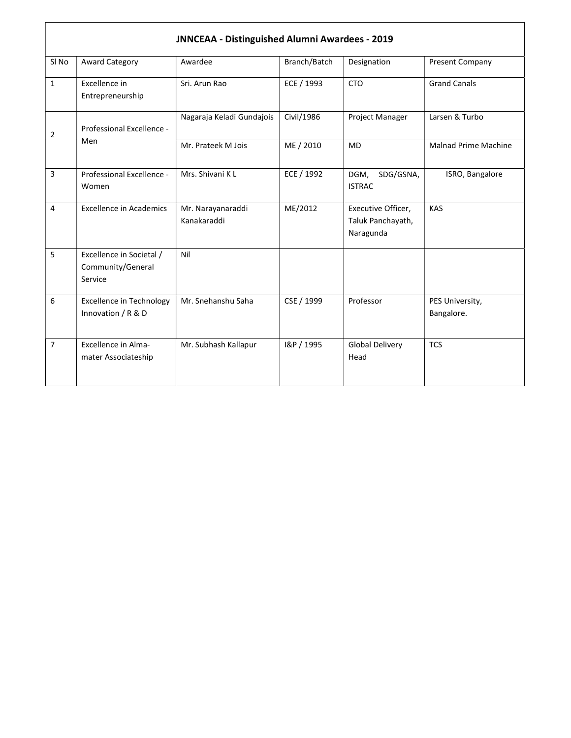**JNNCEAA - Distinguished Alumni Awardees - 2019**

| Sl No | Award Category | Awardee | Branch/Batch | Designation | Present Company |
|---|---|---|---|---|---|
| 1 | Excellence in Entrepreneurship | Sri. Arun Rao | ECE / 1993 | CTO | Grand Canals |
| 2 | Professional Excellence - Men | Nagaraja Keladi Gundajois | Civil/1986 | Project Manager | Larsen & Turbo |
| | | Mr. Prateek M Jois | ME / 2010 | MD | Malnad Prime Machine |
| 3 | Professional Excellence - Women | Mrs. Shivani K L | ECE / 1992 | DGM, SDG/GSNA, ISTRAC | ISRO, Bangalore |
| 4 | Excellence in Academics | Mr. Narayanaraddi Kanakaraddi | ME/2012 | Executive Officer, Taluk Panchayath, Naragunda | KAS |
| 5 | Excellence in Societal / Community/General Service | Nil | | | |
| 6 | Excellence in Technology Innovation / R & D | Mr. Snehanshu Saha | CSE / 1999 | Professor | PES University, Bangalore. |
| 7 | Excellence in Alma-mater Associateship | Mr. Subhash Kallapur | I&P / 1995 | Global Delivery Head | TCS |